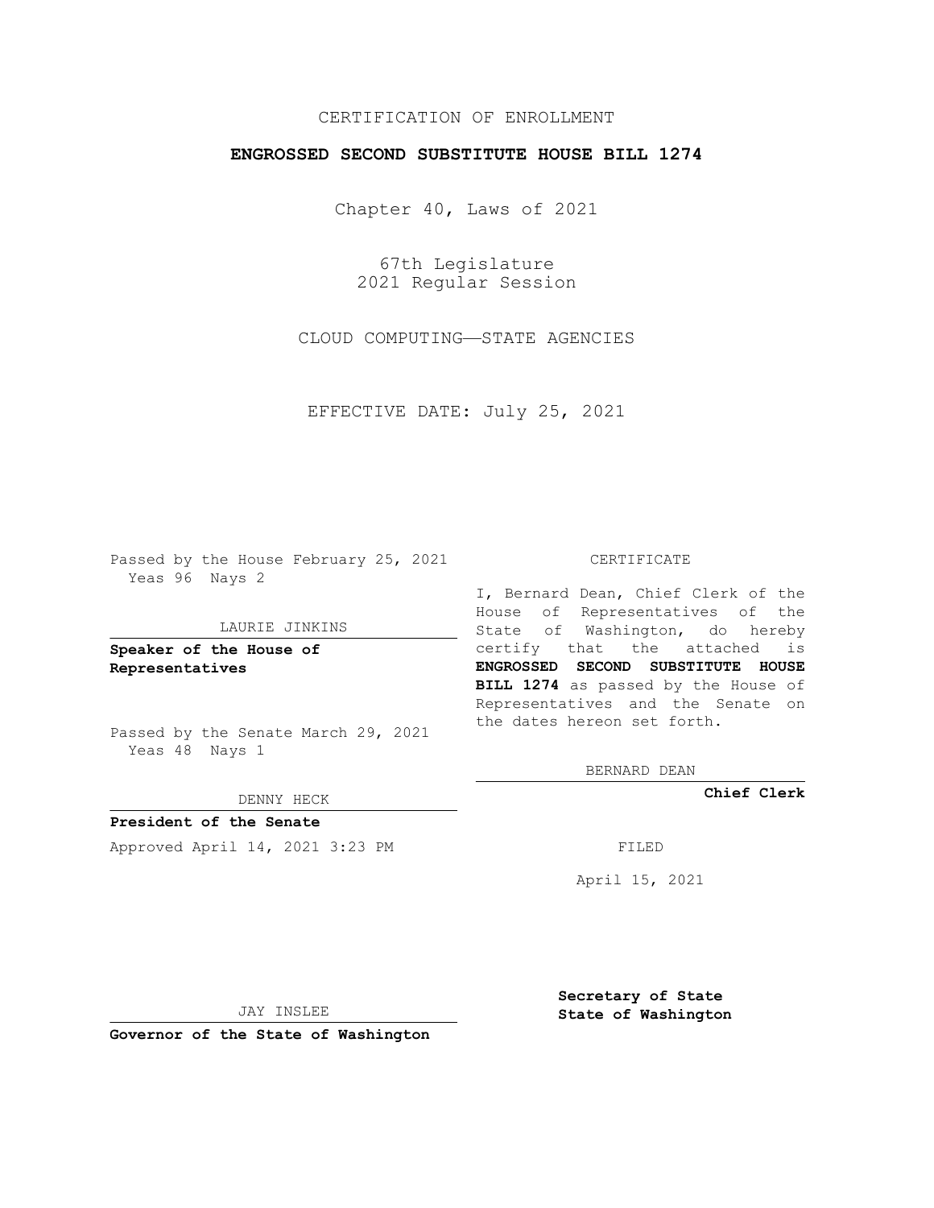CERTIFICATION OF ENROLLMENT

**ENGROSSED SECOND SUBSTITUTE HOUSE BILL 1274**

Chapter 40, Laws of 2021

67th Legislature
2021 Regular Session

CLOUD COMPUTING—STATE AGENCIES

EFFECTIVE DATE: July 25, 2021

Passed by the House February 25, 2021
Yeas 96 Nays 2

LAURIE JINKINS

**Speaker of the House of Representatives**

Passed by the Senate March 29, 2021
Yeas 48 Nays 1

DENNY HECK

**President of the Senate**

Approved April 14, 2021 3:23 PM

JAY INSLEE

**Governor of the State of Washington**

CERTIFICATE

I, Bernard Dean, Chief Clerk of the House of Representatives of the State of Washington, do hereby certify that the attached is **ENGROSSED SECOND SUBSTITUTE HOUSE BILL 1274** as passed by the House of Representatives and the Senate on the dates hereon set forth.

BERNARD DEAN

**Chief Clerk**

FILED

April 15, 2021

**Secretary of State**
**State of Washington**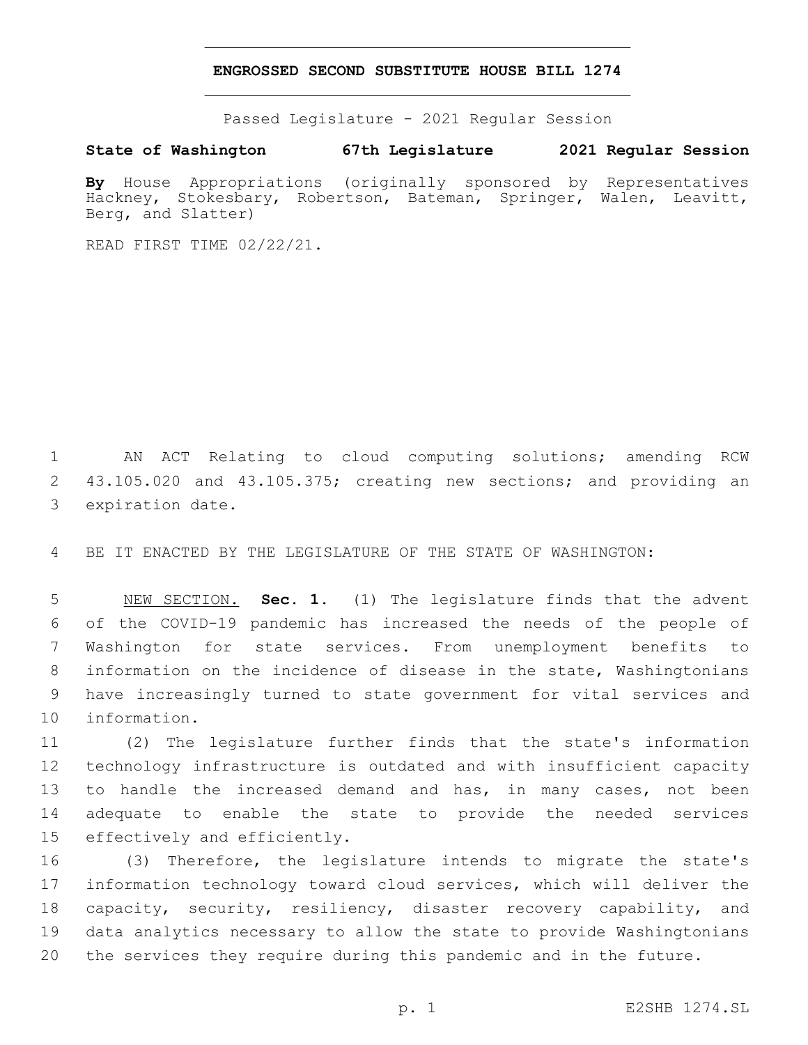# ENGROSSED SECOND SUBSTITUTE HOUSE BILL 1274

Passed Legislature - 2021 Regular Session

**State of Washington 67th Legislature 2021 Regular Session**

**By** House Appropriations (originally sponsored by Representatives Hackney, Stokesbary, Robertson, Bateman, Springer, Walen, Leavitt, Berg, and Slatter)

READ FIRST TIME 02/22/21.

AN ACT Relating to cloud computing solutions; amending RCW 43.105.020 and 43.105.375; creating new sections; and providing an expiration date.

BE IT ENACTED BY THE LEGISLATURE OF THE STATE OF WASHINGTON:

NEW SECTION. **Sec. 1.** (1) The legislature finds that the advent of the COVID-19 pandemic has increased the needs of the people of Washington for state services. From unemployment benefits to information on the incidence of disease in the state, Washingtonians have increasingly turned to state government for vital services and information.

(2) The legislature further finds that the state's information technology infrastructure is outdated and with insufficient capacity to handle the increased demand and has, in many cases, not been adequate to enable the state to provide the needed services effectively and efficiently.

(3) Therefore, the legislature intends to migrate the state's information technology toward cloud services, which will deliver the capacity, security, resiliency, disaster recovery capability, and data analytics necessary to allow the state to provide Washingtonians the services they require during this pandemic and in the future.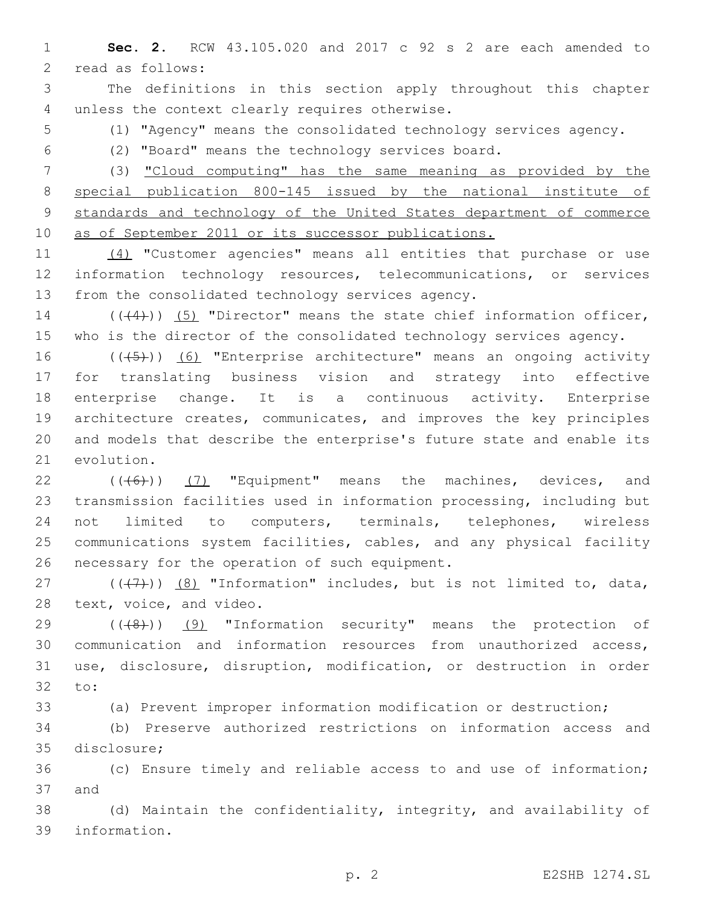**Sec. 2.** RCW 43.105.020 and 2017 c 92 s 2 are each amended to read as follows:

The definitions in this section apply throughout this chapter unless the context clearly requires otherwise.

(1) "Agency" means the consolidated technology services agency.

(2) "Board" means the technology services board.

(3) <u>"Cloud computing" has the same meaning as provided by the special publication 800-145 issued by the national institute of standards and technology of the United States department of commerce as of September 2011 or its successor publications.</u>

<u>(4)</u> "Customer agencies" means all entities that purchase or use information technology resources, telecommunications, or services from the consolidated technology services agency.

~~((4))~~ <u>(5)</u> "Director" means the state chief information officer, who is the director of the consolidated technology services agency.

~~((5))~~ <u>(6)</u> "Enterprise architecture" means an ongoing activity for translating business vision and strategy into effective enterprise change. It is a continuous activity. Enterprise architecture creates, communicates, and improves the key principles and models that describe the enterprise's future state and enable its evolution.

~~((6))~~ <u>(7)</u> "Equipment" means the machines, devices, and transmission facilities used in information processing, including but not limited to computers, terminals, telephones, wireless communications system facilities, cables, and any physical facility necessary for the operation of such equipment.

~~((7))~~ <u>(8)</u> "Information" includes, but is not limited to, data, text, voice, and video.

~~((8))~~ <u>(9)</u> "Information security" means the protection of communication and information resources from unauthorized access, use, disclosure, disruption, modification, or destruction in order to:

(a) Prevent improper information modification or destruction;

(b) Preserve authorized restrictions on information access and disclosure;

(c) Ensure timely and reliable access to and use of information; and

(d) Maintain the confidentiality, integrity, and availability of information.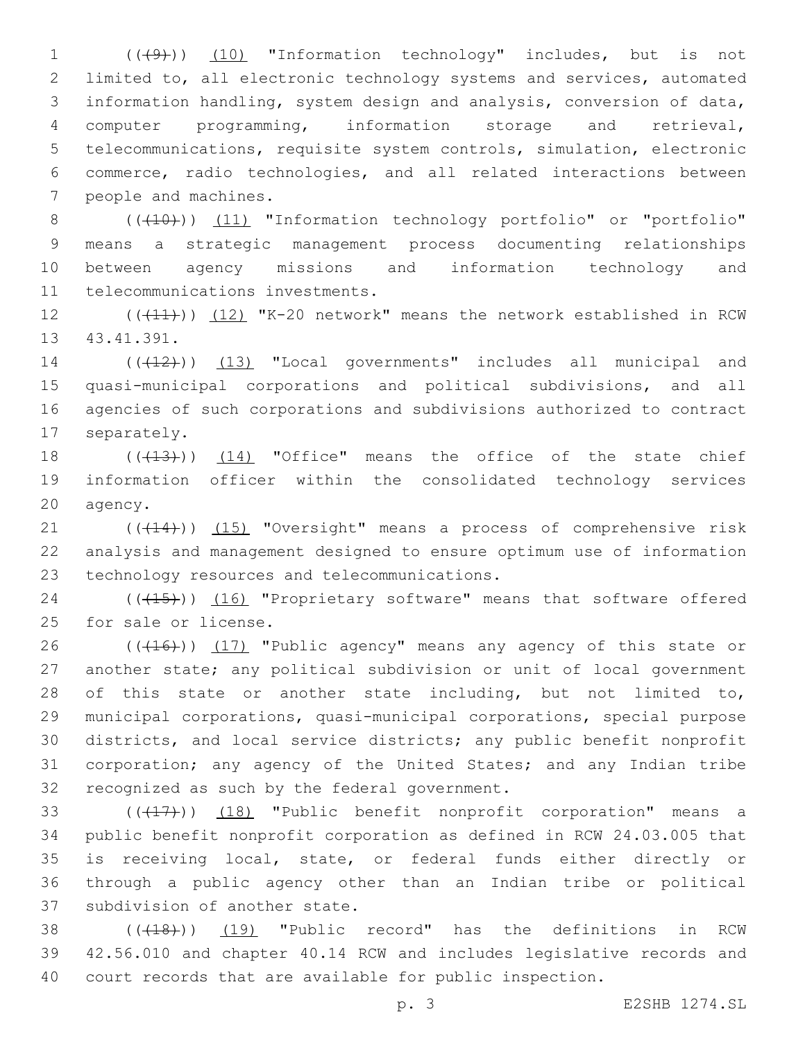(((9))) (10) "Information technology" includes, but is not limited to, all electronic technology systems and services, automated information handling, system design and analysis, conversion of data, computer programming, information storage and retrieval, telecommunications, requisite system controls, simulation, electronic commerce, radio technologies, and all related interactions between people and machines.

(((10))) (11) "Information technology portfolio" or "portfolio" means a strategic management process documenting relationships between agency missions and information technology and telecommunications investments.

(((11))) (12) "K-20 network" means the network established in RCW 43.41.391.

(((12))) (13) "Local governments" includes all municipal and quasi-municipal corporations and political subdivisions, and all agencies of such corporations and subdivisions authorized to contract separately.

(((13))) (14) "Office" means the office of the state chief information officer within the consolidated technology services agency.

(((14))) (15) "Oversight" means a process of comprehensive risk analysis and management designed to ensure optimum use of information technology resources and telecommunications.

(((15))) (16) "Proprietary software" means that software offered for sale or license.

(((16))) (17) "Public agency" means any agency of this state or another state; any political subdivision or unit of local government of this state or another state including, but not limited to, municipal corporations, quasi-municipal corporations, special purpose districts, and local service districts; any public benefit nonprofit corporation; any agency of the United States; and any Indian tribe recognized as such by the federal government.

(((17))) (18) "Public benefit nonprofit corporation" means a public benefit nonprofit corporation as defined in RCW 24.03.005 that is receiving local, state, or federal funds either directly or through a public agency other than an Indian tribe or political subdivision of another state.

(((18))) (19) "Public record" has the definitions in RCW 42.56.010 and chapter 40.14 RCW and includes legislative records and court records that are available for public inspection.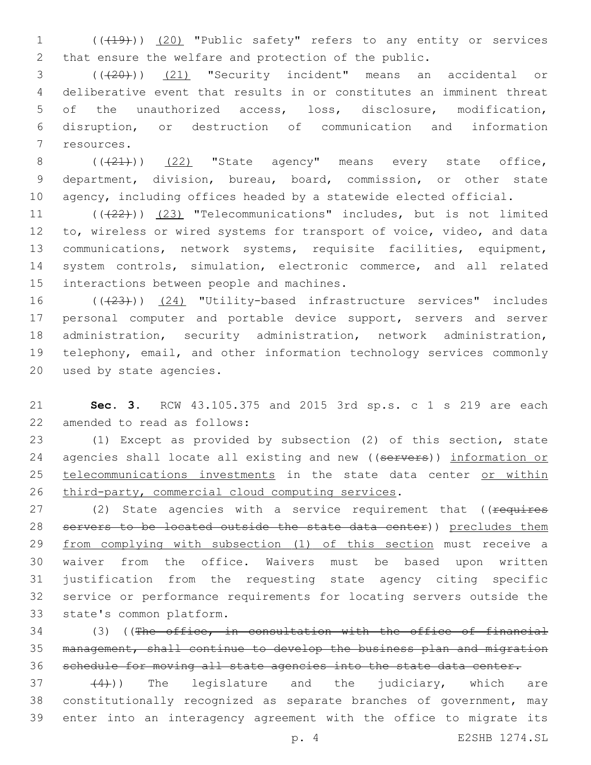(((19))) (20) "Public safety" refers to any entity or services that ensure the welfare and protection of the public.

(((20))) (21) "Security incident" means an accidental or deliberative event that results in or constitutes an imminent threat of the unauthorized access, loss, disclosure, modification, disruption, or destruction of communication and information resources.

(((21))) (22) "State agency" means every state office, department, division, bureau, board, commission, or other state agency, including offices headed by a statewide elected official.

(((22))) (23) "Telecommunications" includes, but is not limited to, wireless or wired systems for transport of voice, video, and data communications, network systems, requisite facilities, equipment, system controls, simulation, electronic commerce, and all related interactions between people and machines.

(((23))) (24) "Utility-based infrastructure services" includes personal computer and portable device support, servers and server administration, security administration, network administration, telephony, email, and other information technology services commonly used by state agencies.

**Sec. 3.** RCW 43.105.375 and 2015 3rd sp.s. c 1 s 219 are each amended to read as follows:

(1) Except as provided by subsection (2) of this section, state agencies shall locate all existing and new ((~~servers~~)) information or telecommunications investments in the state data center or within third-party, commercial cloud computing services.

(2) State agencies with a service requirement that ((~~requires servers to be located outside the state data center~~)) precludes them from complying with subsection (1) of this section must receive a waiver from the office. Waivers must be based upon written justification from the requesting state agency citing specific service or performance requirements for locating servers outside the state's common platform.

(3) ((~~The office, in consultation with the office of financial management, shall continue to develop the business plan and migration schedule for moving all state agencies into the state data center.~~

~~(4)~~)) The legislature and the judiciary, which are constitutionally recognized as separate branches of government, may enter into an interagency agreement with the office to migrate its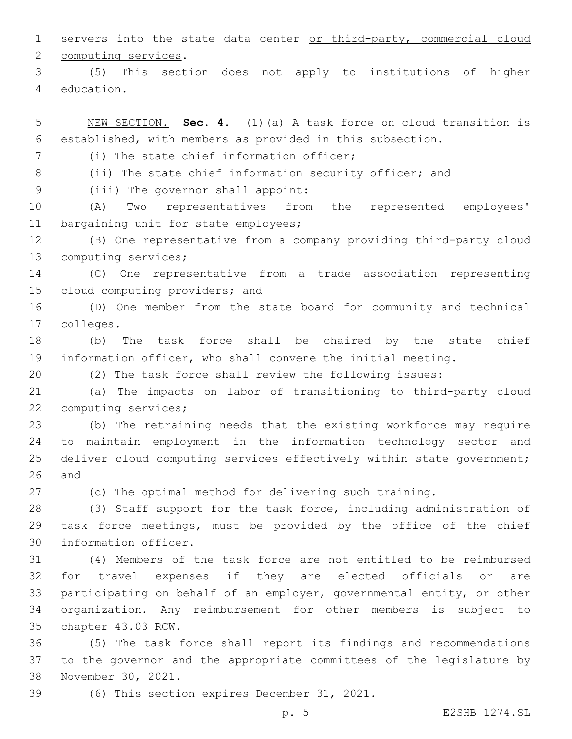servers into the state data center <u>or third-party, commercial cloud computing services</u>.

(5) This section does not apply to institutions of higher education.

<u>NEW SECTION.</u> **Sec. 4.** (1)(a) A task force on cloud transition is established, with members as provided in this subsection.

(i) The state chief information officer;

(ii) The state chief information security officer; and

(iii) The governor shall appoint:

(A) Two representatives from the represented employees' bargaining unit for state employees;

(B) One representative from a company providing third-party cloud computing services;

(C) One representative from a trade association representing cloud computing providers; and

(D) One member from the state board for community and technical colleges.

(b) The task force shall be chaired by the state chief information officer, who shall convene the initial meeting.

(2) The task force shall review the following issues:

(a) The impacts on labor of transitioning to third-party cloud computing services;

(b) The retraining needs that the existing workforce may require to maintain employment in the information technology sector and deliver cloud computing services effectively within state government; and

(c) The optimal method for delivering such training.

(3) Staff support for the task force, including administration of task force meetings, must be provided by the office of the chief information officer.

(4) Members of the task force are not entitled to be reimbursed for travel expenses if they are elected officials or are participating on behalf of an employer, governmental entity, or other organization. Any reimbursement for other members is subject to chapter 43.03 RCW.

(5) The task force shall report its findings and recommendations to the governor and the appropriate committees of the legislature by November 30, 2021.

(6) This section expires December 31, 2021.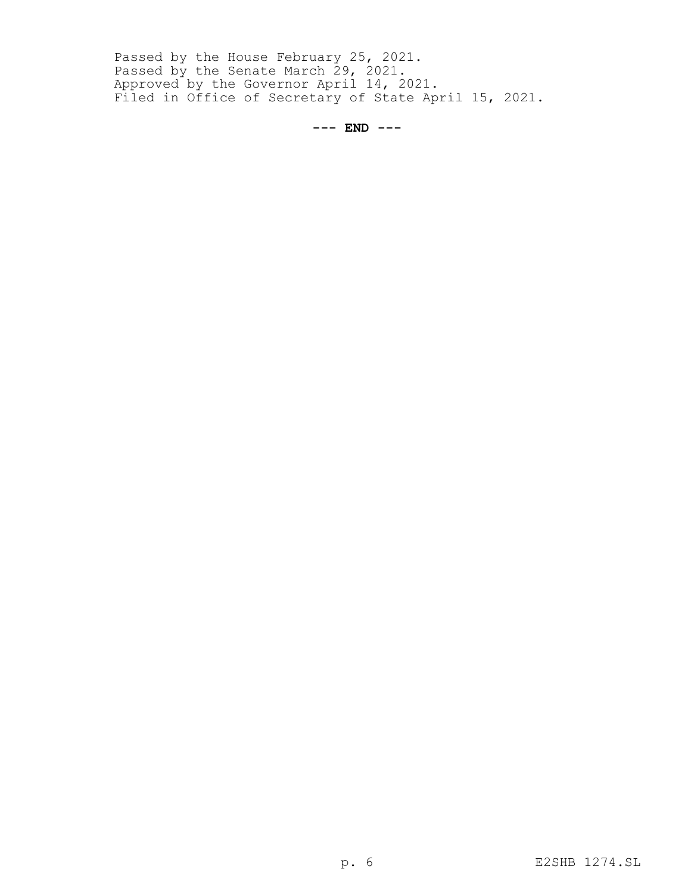Passed by the House February 25, 2021.
Passed by the Senate March 29, 2021.
Approved by the Governor April 14, 2021.
Filed in Office of Secretary of State April 15, 2021.

**--- END ---**